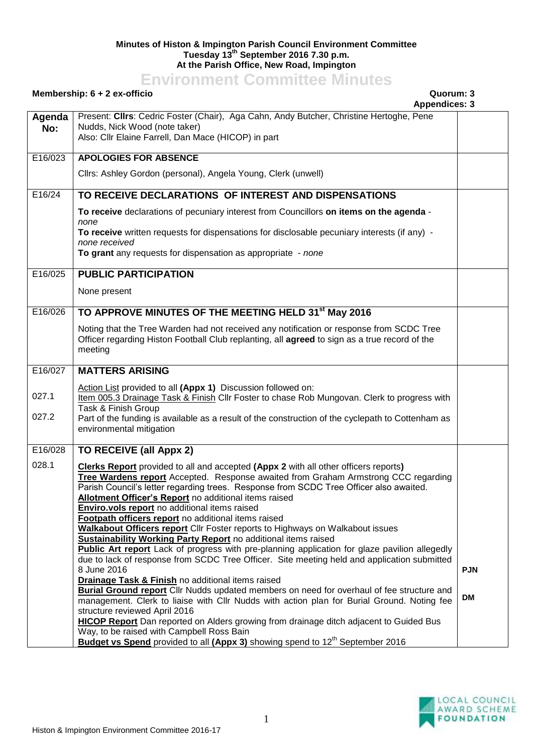**Minutes of Histon & Impington Parish Council Environment Committee**
**Tuesday 13th September 2016 7.30 p.m.**
**At the Parish Office, New Road, Impington**

# Environment Committee Minutes

**Membership: 6 + 2 ex-officio** | **Quorum: 3**
**Appendices: 3**

| Agenda No: | Present: **Cllrs**: Cedric Foster (Chair), Aga Cahn, Andy Butcher, Christine Hertoghe, Pene Nudds, Nick Wood (note taker)<br>Also: Cllr Elaine Farrell, Dan Mace (HICOP) in part | |
|---|---|---|
| E16/023 | **APOLOGIES FOR ABSENCE**<br><br>Cllrs: Ashley Gordon (personal), Angela Young, Clerk (unwell) | |
| E16/24 | **TO RECEIVE DECLARATIONS OF INTEREST AND DISPENSATIONS**<br><br>**To receive** declarations of pecuniary interest from Councillors **on items on the agenda** - *none*<br>**To receive** written requests for dispensations for disclosable pecuniary interests (if any) - *none received*<br>**To grant** any requests for dispensation as appropriate - *none* | |
| E16/025 | **PUBLIC PARTICIPATION**<br><br>None present | |
| E16/026 | **TO APPROVE MINUTES OF THE MEETING HELD 31st May 2016**<br><br>Noting that the Tree Warden had not received any notification or response from SCDC Tree Officer regarding Histon Football Club replanting, all **agreed** to sign as a true record of the meeting | |
| E16/027<br><br>027.1<br><br>027.2 | **MATTERS ARISING**<br><br>Action List provided to all **(Appx 1)** Discussion followed on:<br>Item 005.3 Drainage Task & Finish Cllr Foster to chase Rob Mungovan. Clerk to progress with Task & Finish Group<br>Part of the funding is available as a result of the construction of the cyclepath to Cottenham as environmental mitigation | |
| E16/028<br><br>028.1 | **TO RECEIVE (all Appx 2)**<br><br>**Clerks Report** provided to all and accepted **(Appx 2** with all other officers reports**)**<br>**Tree Wardens report** Accepted. Response awaited from Graham Armstrong CCC regarding Parish Council's letter regarding trees. Response from SCDC Tree Officer also awaited.<br>**Allotment Officer's Report** no additional items raised<br>**Enviro.vols report** no additional items raised<br>**Footpath officers report** no additional items raised<br>**Walkabout Officers report** Cllr Foster reports to Highways on Walkabout issues<br>**Sustainability Working Party Report** no additional items raised<br>**Public Art report** Lack of progress with pre-planning application for glaze pavilion allegedly due to lack of response from SCDC Tree Officer. Site meeting held and application submitted 8 June 2016<br>**Drainage Task & Finish** no additional items raised<br>**Burial Ground report** Cllr Nudds updated members on need for overhaul of fee structure and management. Clerk to liaise with Cllr Nudds with action plan for Burial Ground. Noting fee structure reviewed April 2016<br>**HICOP Report** Dan reported on Alders growing from drainage ditch adjacent to Guided Bus Way, to be raised with Campbell Ross Bain<br>**Budget vs Spend** provided to all **(Appx 3)** showing spend to 12th September 2016 | **PJN**<br><br>**DM** |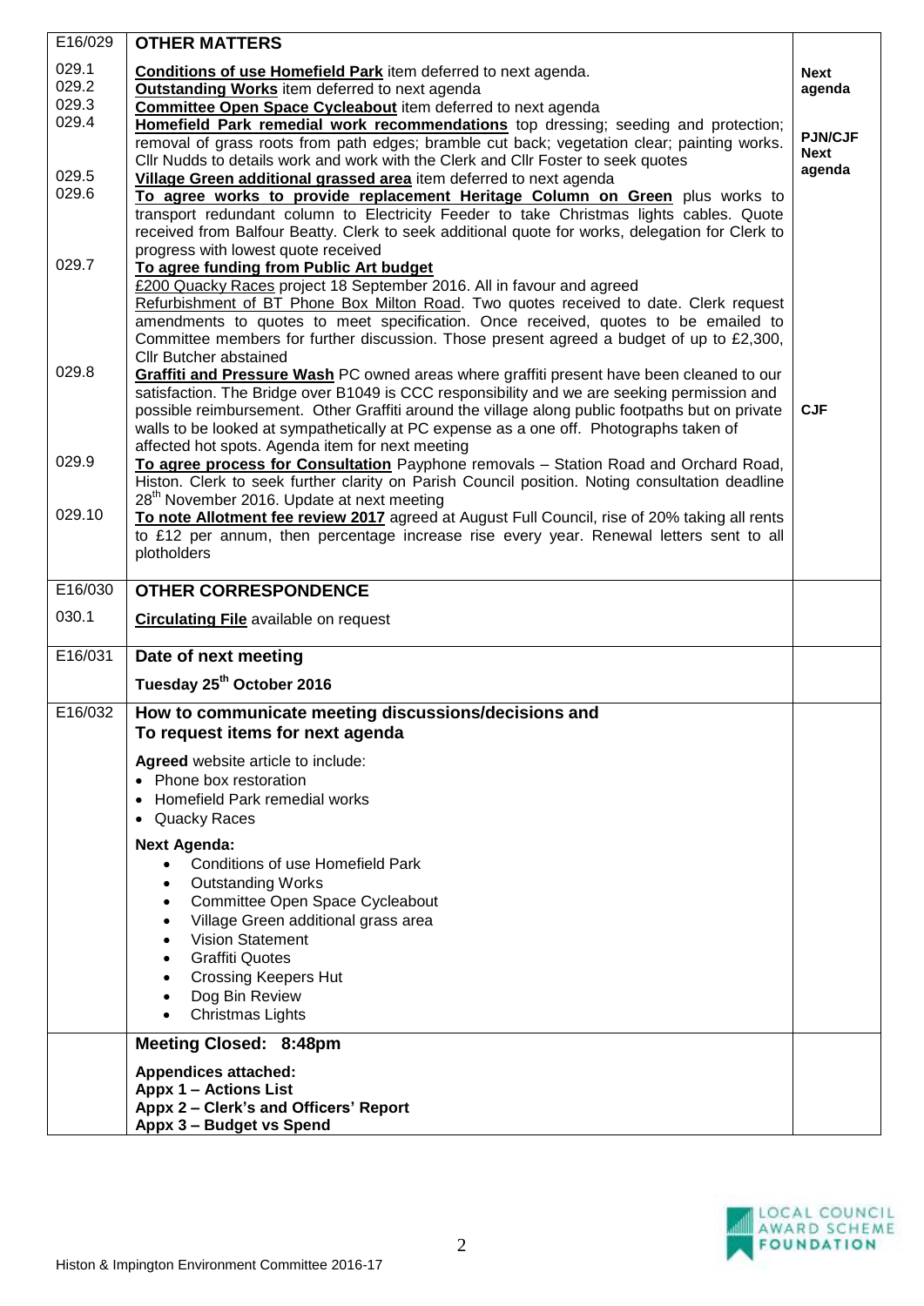| | | |
|---|---|---|
| E16/029 | **OTHER MATTERS** | |
| 029.1<br>029.2<br>029.3<br>029.4<br><br><br>029.5<br>029.6<br><br><br><br>029.7<br><br><br><br><br><br>029.8<br><br><br><br><br>029.9<br><br><br>029.10 | **Conditions of use Homefield Park** item deferred to next agenda.<br>**Outstanding Works** item deferred to next agenda<br>**Committee Open Space Cycleabout** item deferred to next agenda<br>**Homefield Park remedial work recommendations** top dressing; seeding and protection; removal of grass roots from path edges; bramble cut back; vegetation clear; painting works. Cllr Nudds to details work and work with the Clerk and Cllr Foster to seek quotes<br>**Village Green additional grassed area** item deferred to next agenda<br>**To agree works to provide replacement Heritage Column on Green** plus works to transport redundant column to Electricity Feeder to take Christmas lights cables. Quote received from Balfour Beatty. Clerk to seek additional quote for works, delegation for Clerk to progress with lowest quote received<br>**To agree funding from Public Art budget**<br>£200 Quacky Races project 18 September 2016. All in favour and agreed<br>Refurbishment of BT Phone Box Milton Road. Two quotes received to date. Clerk request amendments to quotes to meet specification. Once received, quotes to be emailed to Committee members for further discussion. Those present agreed a budget of up to £2,300, Cllr Butcher abstained<br>**Graffiti and Pressure Wash** PC owned areas where graffiti present have been cleaned to our satisfaction. The Bridge over B1049 is CCC responsibility and we are seeking permission and possible reimbursement. Other Graffiti around the village along public footpaths but on private walls to be looked at sympathetically at PC expense as a one off. Photographs taken of affected hot spots. Agenda item for next meeting<br>**To agree process for Consultation** Payphone removals – Station Road and Orchard Road, Histon. Clerk to seek further clarity on Parish Council position. Noting consultation deadline 28th November 2016. Update at next meeting<br>**To note Allotment fee review 2017** agreed at August Full Council, rise of 20% taking all rents to £12 per annum, then percentage increase rise every year. Renewal letters sent to all plotholders | **Next agenda**<br><br><br>**PJN/CJF Next agenda**<br><br><br><br><br><br><br><br><br><br><br><br><br><br>**CJF** |
| E16/030 | **OTHER CORRESPONDENCE** | |
| 030.1 | **Circulating File** available on request | |
| E16/031 | **Date of next meeting**<br>**Tuesday 25th October 2016** | |
| E16/032 | **How to communicate meeting discussions/decisions and To request items for next agenda**<br><br>**Agreed** website article to include:<br>• Phone box restoration<br>• Homefield Park remedial works<br>• Quacky Races<br><br>**Next Agenda:**<br>• Conditions of use Homefield Park<br>• Outstanding Works<br>• Committee Open Space Cycleabout<br>• Village Green additional grass area<br>• Vision Statement<br>• Graffiti Quotes<br>• Crossing Keepers Hut<br>• Dog Bin Review<br>• Christmas Lights | |
| | **Meeting Closed: 8:48pm**<br><br>**Appendices attached:**<br>**Appx 1 – Actions List**<br>**Appx 2 – Clerk's and Officers' Report**<br>**Appx 3 – Budget vs Spend** | |